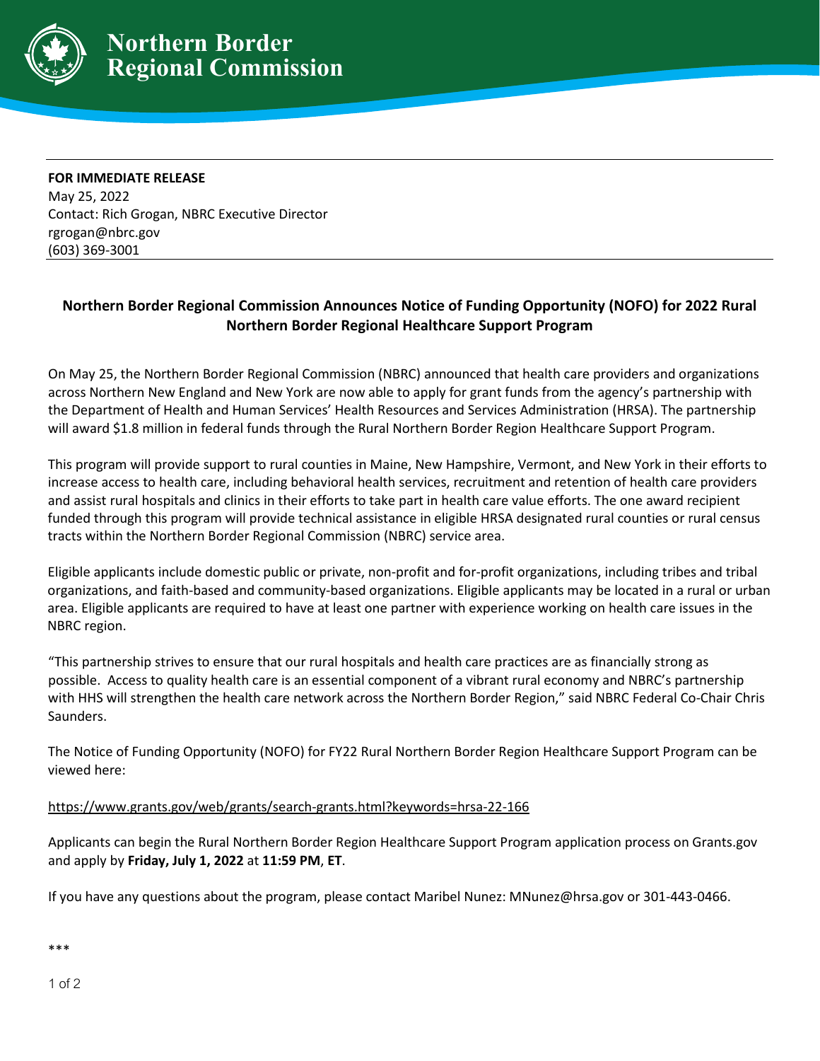# Northern Border Regional Commission

**FOR IMMEDIATE RELEASE**
May 25, 2022
Contact: Rich Grogan, NBRC Executive Director
rgrogan@nbrc.gov
(603) 369-3001

## Northern Border Regional Commission Announces Notice of Funding Opportunity (NOFO) for 2022 Rural Northern Border Regional Healthcare Support Program

On May 25, the Northern Border Regional Commission (NBRC) announced that health care providers and organizations across Northern New England and New York are now able to apply for grant funds from the agency's partnership with the Department of Health and Human Services' Health Resources and Services Administration (HRSA). The partnership will award $1.8 million in federal funds through the Rural Northern Border Region Healthcare Support Program.

This program will provide support to rural counties in Maine, New Hampshire, Vermont, and New York in their efforts to increase access to health care, including behavioral health services, recruitment and retention of health care providers and assist rural hospitals and clinics in their efforts to take part in health care value efforts. The one award recipient funded through this program will provide technical assistance in eligible HRSA designated rural counties or rural census tracts within the Northern Border Regional Commission (NBRC) service area.

Eligible applicants include domestic public or private, non-profit and for-profit organizations, including tribes and tribal organizations, and faith-based and community-based organizations. Eligible applicants may be located in a rural or urban area. Eligible applicants are required to have at least one partner with experience working on health care issues in the NBRC region.

"This partnership strives to ensure that our rural hospitals and health care practices are as financially strong as possible. Access to quality health care is an essential component of a vibrant rural economy and NBRC's partnership with HHS will strengthen the health care network across the Northern Border Region," said NBRC Federal Co-Chair Chris Saunders.

The Notice of Funding Opportunity (NOFO) for FY22 Rural Northern Border Region Healthcare Support Program can be viewed here:

https://www.grants.gov/web/grants/search-grants.html?keywords=hrsa-22-166

Applicants can begin the Rural Northern Border Region Healthcare Support Program application process on Grants.gov and apply by **Friday, July 1, 2022** at **11:59 PM**, **ET**.

If you have any questions about the program, please contact Maribel Nunez: MNunez@hrsa.gov or 301-443-0466.

***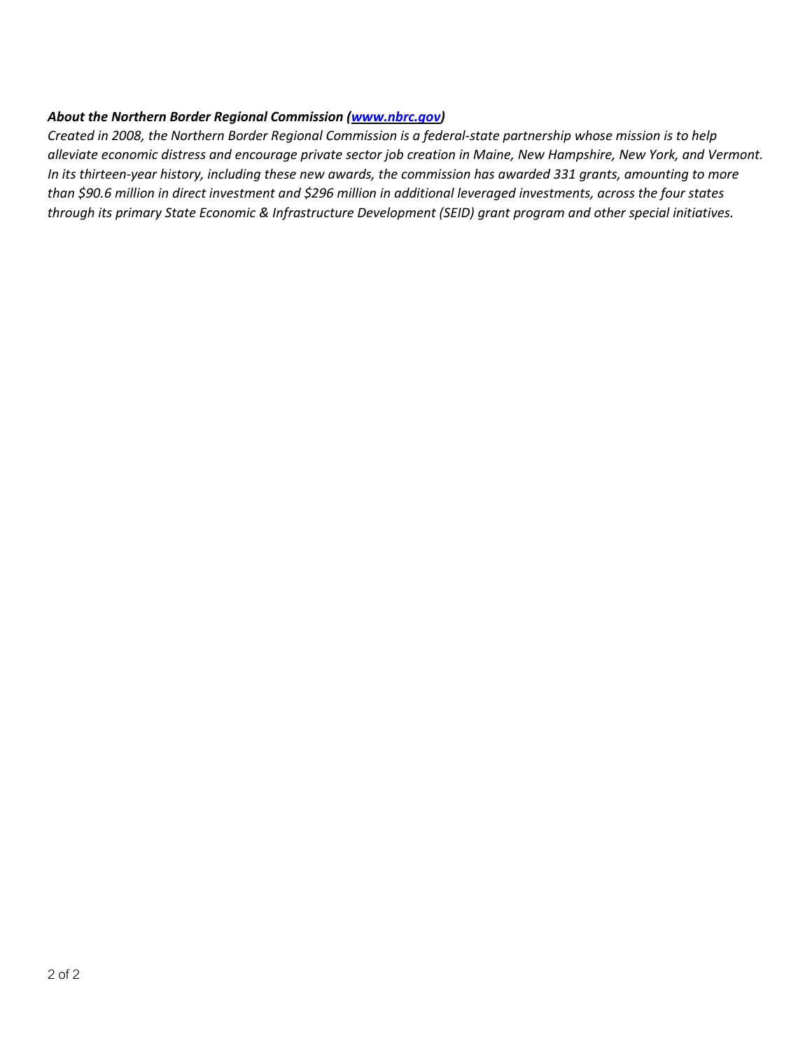***About the Northern Border Regional Commission ([www.nbrc.gov](http://www.nbrc.gov))***

*Created in 2008, the Northern Border Regional Commission is a federal-state partnership whose mission is to help alleviate economic distress and encourage private sector job creation in Maine, New Hampshire, New York, and Vermont. In its thirteen-year history, including these new awards, the commission has awarded 331 grants, amounting to more than $90.6 million in direct investment and $296 million in additional leveraged investments, across the four states through its primary State Economic & Infrastructure Development (SEID) grant program and other special initiatives.*